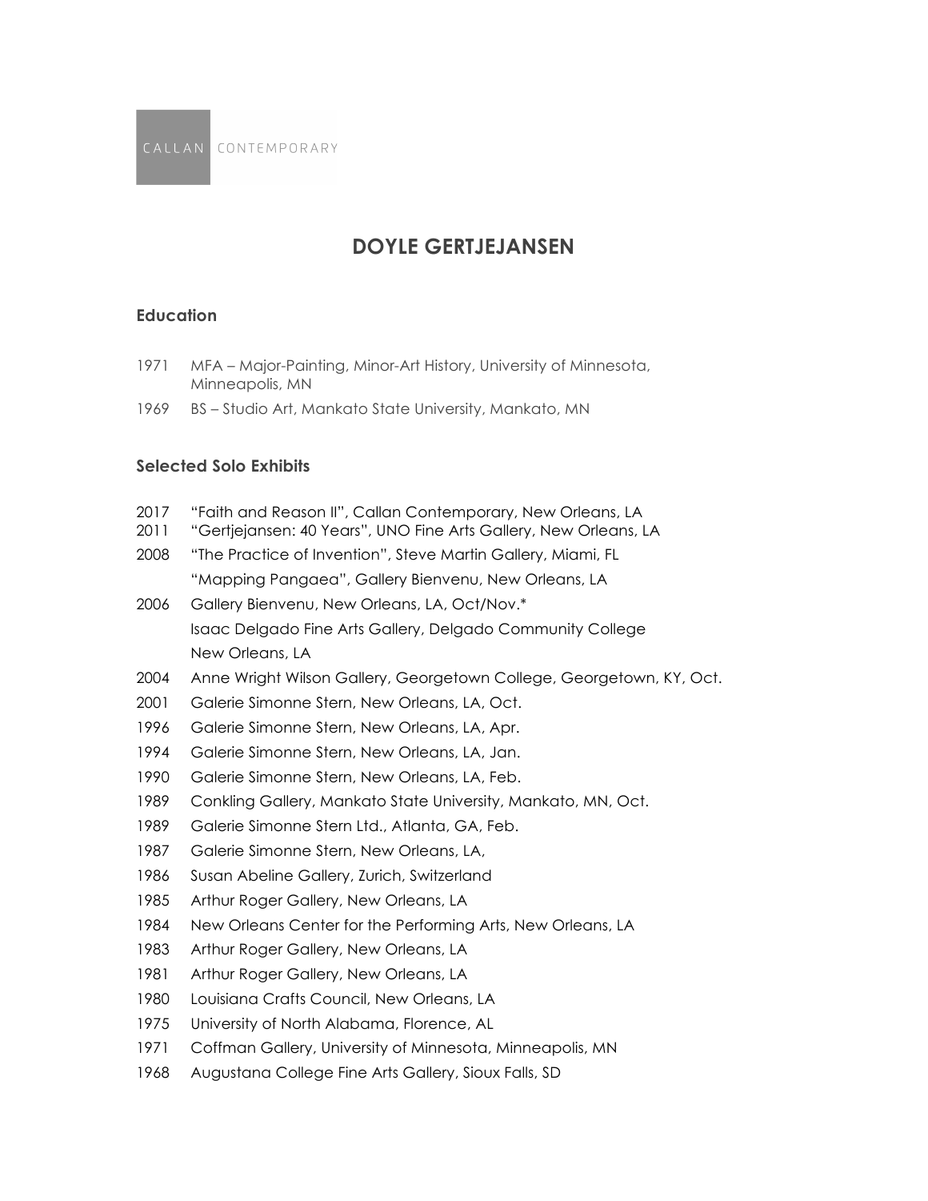CALLAN CONTEMPORARY

# DOYLE GERTJEJANSEN

## Education

1971 MFA – Major-Painting, Minor-Art History, University of Minnesota, Minneapolis, MN

1969 BS – Studio Art, Mankato State University, Mankato, MN

## Selected Solo Exhibits

2017 "Faith and Reason II", Callan Contemporary, New Orleans, LA

2011 "Gertjejansen: 40 Years", UNO Fine Arts Gallery, New Orleans, LA

2008 "The Practice of Invention", Steve Martin Gallery, Miami, FL

"Mapping Pangaea", Gallery Bienvenu, New Orleans, LA

2006 Gallery Bienvenu, New Orleans, LA, Oct/Nov.*

Isaac Delgado Fine Arts Gallery, Delgado Community College New Orleans, LA

2004 Anne Wright Wilson Gallery, Georgetown College, Georgetown, KY, Oct.

2001 Galerie Simonne Stern, New Orleans, LA, Oct.

1996 Galerie Simonne Stern, New Orleans, LA, Apr.

1994 Galerie Simonne Stern, New Orleans, LA, Jan.

1990 Galerie Simonne Stern, New Orleans, LA, Feb.

1989 Conkling Gallery, Mankato State University, Mankato, MN, Oct.

1989 Galerie Simonne Stern Ltd., Atlanta, GA, Feb.

1987 Galerie Simonne Stern, New Orleans, LA,

1986 Susan Abeline Gallery, Zurich, Switzerland

1985 Arthur Roger Gallery, New Orleans, LA

1984 New Orleans Center for the Performing Arts, New Orleans, LA

1983 Arthur Roger Gallery, New Orleans, LA

1981 Arthur Roger Gallery, New Orleans, LA

1980 Louisiana Crafts Council, New Orleans, LA

1975 University of North Alabama, Florence, AL

1971 Coffman Gallery, University of Minnesota, Minneapolis, MN

1968 Augustana College Fine Arts Gallery, Sioux Falls, SD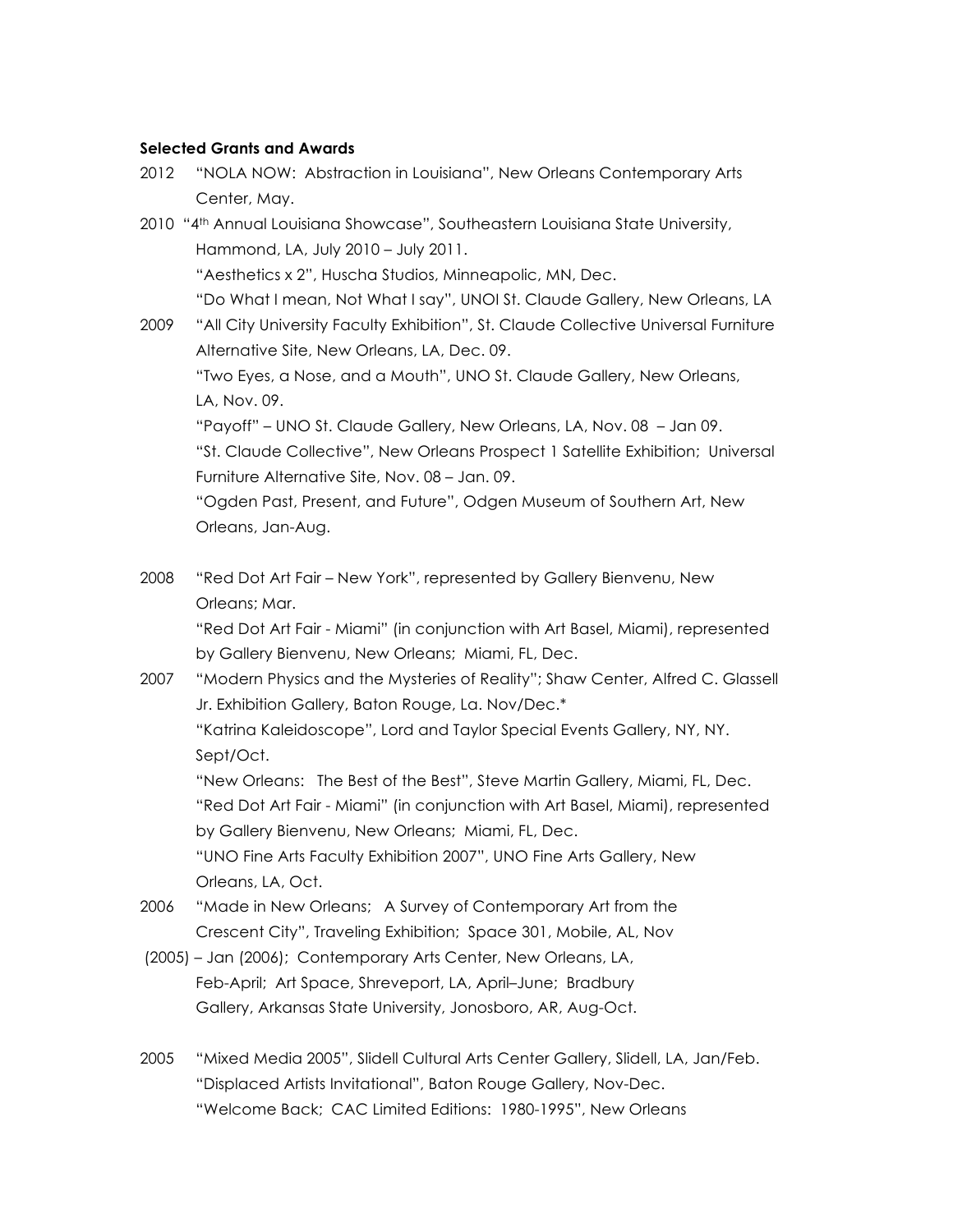**Selected Grants and Awards**

2012 "NOLA NOW: Abstraction in Louisiana", New Orleans Contemporary Arts Center, May.

2010 "4th Annual Louisiana Showcase", Southeastern Louisiana State University, Hammond, LA, July 2010 – July 2011.
"Aesthetics x 2", Huscha Studios, Minneapolic, MN, Dec.
"Do What I mean, Not What I say", UNOI St. Claude Gallery, New Orleans, LA

2009 "All City University Faculty Exhibition", St. Claude Collective Universal Furniture Alternative Site, New Orleans, LA, Dec. 09.
"Two Eyes, a Nose, and a Mouth", UNO St. Claude Gallery, New Orleans, LA, Nov. 09.
"Payoff" – UNO St. Claude Gallery, New Orleans, LA, Nov. 08 – Jan 09.
"St. Claude Collective", New Orleans Prospect 1 Satellite Exhibition; Universal Furniture Alternative Site, Nov. 08 – Jan. 09.
"Ogden Past, Present, and Future", Odgen Museum of Southern Art, New Orleans, Jan-Aug.

2008 "Red Dot Art Fair – New York", represented by Gallery Bienvenu, New Orleans; Mar.
"Red Dot Art Fair - Miami" (in conjunction with Art Basel, Miami), represented by Gallery Bienvenu, New Orleans; Miami, FL, Dec.

2007 "Modern Physics and the Mysteries of Reality"; Shaw Center, Alfred C. Glassell Jr. Exhibition Gallery, Baton Rouge, La. Nov/Dec.*
"Katrina Kaleidoscope", Lord and Taylor Special Events Gallery, NY, NY. Sept/Oct.
"New Orleans: The Best of the Best", Steve Martin Gallery, Miami, FL, Dec.
"Red Dot Art Fair - Miami" (in conjunction with Art Basel, Miami), represented by Gallery Bienvenu, New Orleans; Miami, FL, Dec.
"UNO Fine Arts Faculty Exhibition 2007", UNO Fine Arts Gallery, New Orleans, LA, Oct.

2006 "Made in New Orleans; A Survey of Contemporary Art from the Crescent City", Traveling Exhibition; Space 301, Mobile, AL, Nov
(2005) – Jan (2006); Contemporary Arts Center, New Orleans, LA, Feb-April; Art Space, Shreveport, LA, April–June; Bradbury Gallery, Arkansas State University, Jonosboro, AR, Aug-Oct.

2005 "Mixed Media 2005", Slidell Cultural Arts Center Gallery, Slidell, LA, Jan/Feb.
"Displaced Artists Invitational", Baton Rouge Gallery, Nov-Dec.
"Welcome Back; CAC Limited Editions: 1980-1995", New Orleans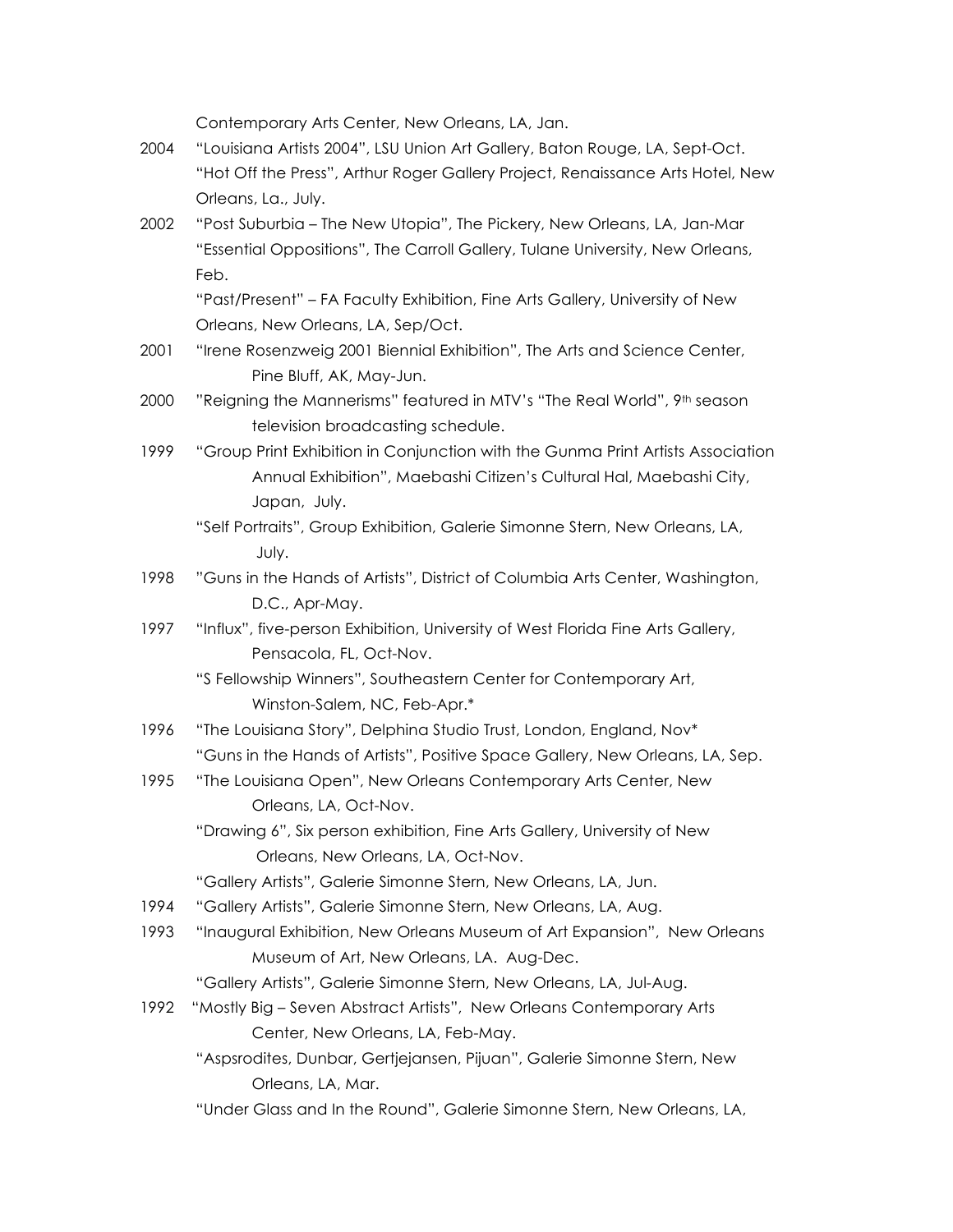Contemporary Arts Center, New Orleans, LA, Jan.

2004 "Louisiana Artists 2004", LSU Union Art Gallery, Baton Rouge, LA, Sept-Oct.
"Hot Off the Press", Arthur Roger Gallery Project, Renaissance Arts Hotel, New Orleans, La., July.

2002 "Post Suburbia – The New Utopia", The Pickery, New Orleans, LA, Jan-Mar
"Essential Oppositions", The Carroll Gallery, Tulane University, New Orleans, Feb.
"Past/Present" – FA Faculty Exhibition, Fine Arts Gallery, University of New Orleans, New Orleans, LA, Sep/Oct.

2001 "Irene Rosenzweig 2001 Biennial Exhibition", The Arts and Science Center, Pine Bluff, AK, May-Jun.

2000 "Reigning the Mannerisms" featured in MTV's "The Real World", 9th season television broadcasting schedule.

1999 "Group Print Exhibition in Conjunction with the Gunma Print Artists Association Annual Exhibition", Maebashi Citizen's Cultural Hal, Maebashi City, Japan, July.
"Self Portraits", Group Exhibition, Galerie Simonne Stern, New Orleans, LA, July.

1998 "Guns in the Hands of Artists", District of Columbia Arts Center, Washington, D.C., Apr-May.

1997 "Influx", five-person Exhibition, University of West Florida Fine Arts Gallery, Pensacola, FL, Oct-Nov.
"S Fellowship Winners", Southeastern Center for Contemporary Art, Winston-Salem, NC, Feb-Apr.*

1996 "The Louisiana Story", Delphina Studio Trust, London, England, Nov*
"Guns in the Hands of Artists", Positive Space Gallery, New Orleans, LA, Sep.

1995 "The Louisiana Open", New Orleans Contemporary Arts Center, New Orleans, LA, Oct-Nov.
"Drawing 6", Six person exhibition, Fine Arts Gallery, University of New Orleans, New Orleans, LA, Oct-Nov.
"Gallery Artists", Galerie Simonne Stern, New Orleans, LA, Jun.

1994 "Gallery Artists", Galerie Simonne Stern, New Orleans, LA, Aug.

1993 "Inaugural Exhibition, New Orleans Museum of Art Expansion", New Orleans Museum of Art, New Orleans, LA. Aug-Dec.
"Gallery Artists", Galerie Simonne Stern, New Orleans, LA, Jul-Aug.

1992 "Mostly Big – Seven Abstract Artists", New Orleans Contemporary Arts Center, New Orleans, LA, Feb-May.
"Aspsrodites, Dunbar, Gertjejansen, Pijuan", Galerie Simonne Stern, New Orleans, LA, Mar.
"Under Glass and In the Round", Galerie Simonne Stern, New Orleans, LA,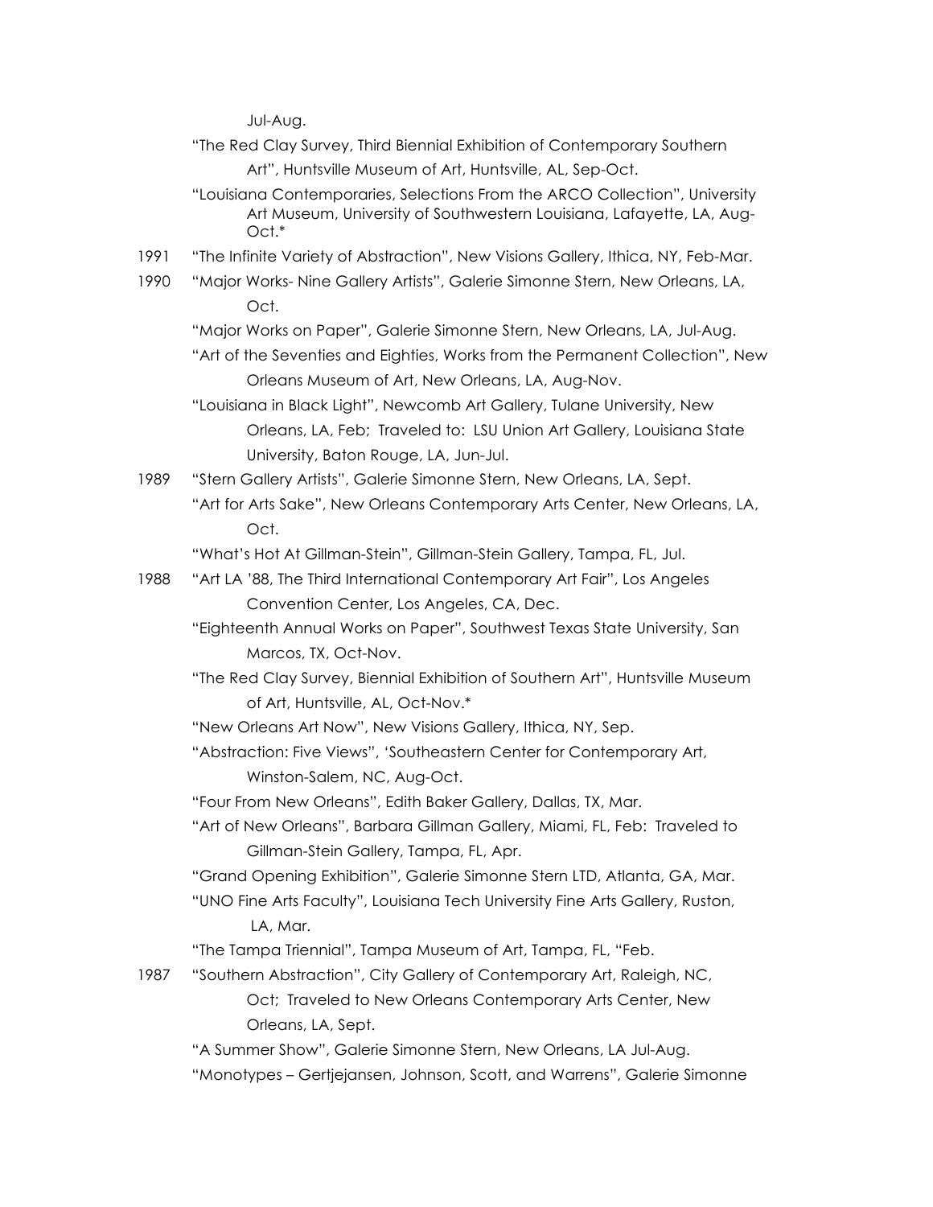Jul-Aug.

"The Red Clay Survey, Third Biennial Exhibition of Contemporary Southern Art", Huntsville Museum of Art, Huntsville, AL, Sep-Oct.

"Louisiana Contemporaries, Selections From the ARCO Collection", University Art Museum, University of Southwestern Louisiana, Lafayette, LA, Aug-Oct.*

1991 "The Infinite Variety of Abstraction", New Visions Gallery, Ithica, NY, Feb-Mar.

1990 "Major Works- Nine Gallery Artists", Galerie Simonne Stern, New Orleans, LA, Oct.

"Major Works on Paper", Galerie Simonne Stern, New Orleans, LA, Jul-Aug.

"Art of the Seventies and Eighties, Works from the Permanent Collection", New Orleans Museum of Art, New Orleans, LA, Aug-Nov.

"Louisiana in Black Light", Newcomb Art Gallery, Tulane University, New Orleans, LA, Feb; Traveled to: LSU Union Art Gallery, Louisiana State University, Baton Rouge, LA, Jun-Jul.

1989 "Stern Gallery Artists", Galerie Simonne Stern, New Orleans, LA, Sept.

"Art for Arts Sake", New Orleans Contemporary Arts Center, New Orleans, LA, Oct.

"What's Hot At Gillman-Stein", Gillman-Stein Gallery, Tampa, FL, Jul.

1988 "Art LA '88, The Third International Contemporary Art Fair", Los Angeles Convention Center, Los Angeles, CA, Dec.

"Eighteenth Annual Works on Paper", Southwest Texas State University, San Marcos, TX, Oct-Nov.

"The Red Clay Survey, Biennial Exhibition of Southern Art", Huntsville Museum of Art, Huntsville, AL, Oct-Nov.*

"New Orleans Art Now", New Visions Gallery, Ithica, NY, Sep.

"Abstraction: Five Views", 'Southeastern Center for Contemporary Art, Winston-Salem, NC, Aug-Oct.

"Four From New Orleans", Edith Baker Gallery, Dallas, TX, Mar.

"Art of New Orleans", Barbara Gillman Gallery, Miami, FL, Feb: Traveled to Gillman-Stein Gallery, Tampa, FL, Apr.

"Grand Opening Exhibition", Galerie Simonne Stern LTD, Atlanta, GA, Mar.

"UNO Fine Arts Faculty", Louisiana Tech University Fine Arts Gallery, Ruston, LA, Mar.

"The Tampa Triennial", Tampa Museum of Art, Tampa, FL, "Feb.

1987 "Southern Abstraction", City Gallery of Contemporary Art, Raleigh, NC, Oct; Traveled to New Orleans Contemporary Arts Center, New Orleans, LA, Sept.

"A Summer Show", Galerie Simonne Stern, New Orleans, LA Jul-Aug.

"Monotypes – Gertjejansen, Johnson, Scott, and Warrens", Galerie Simonne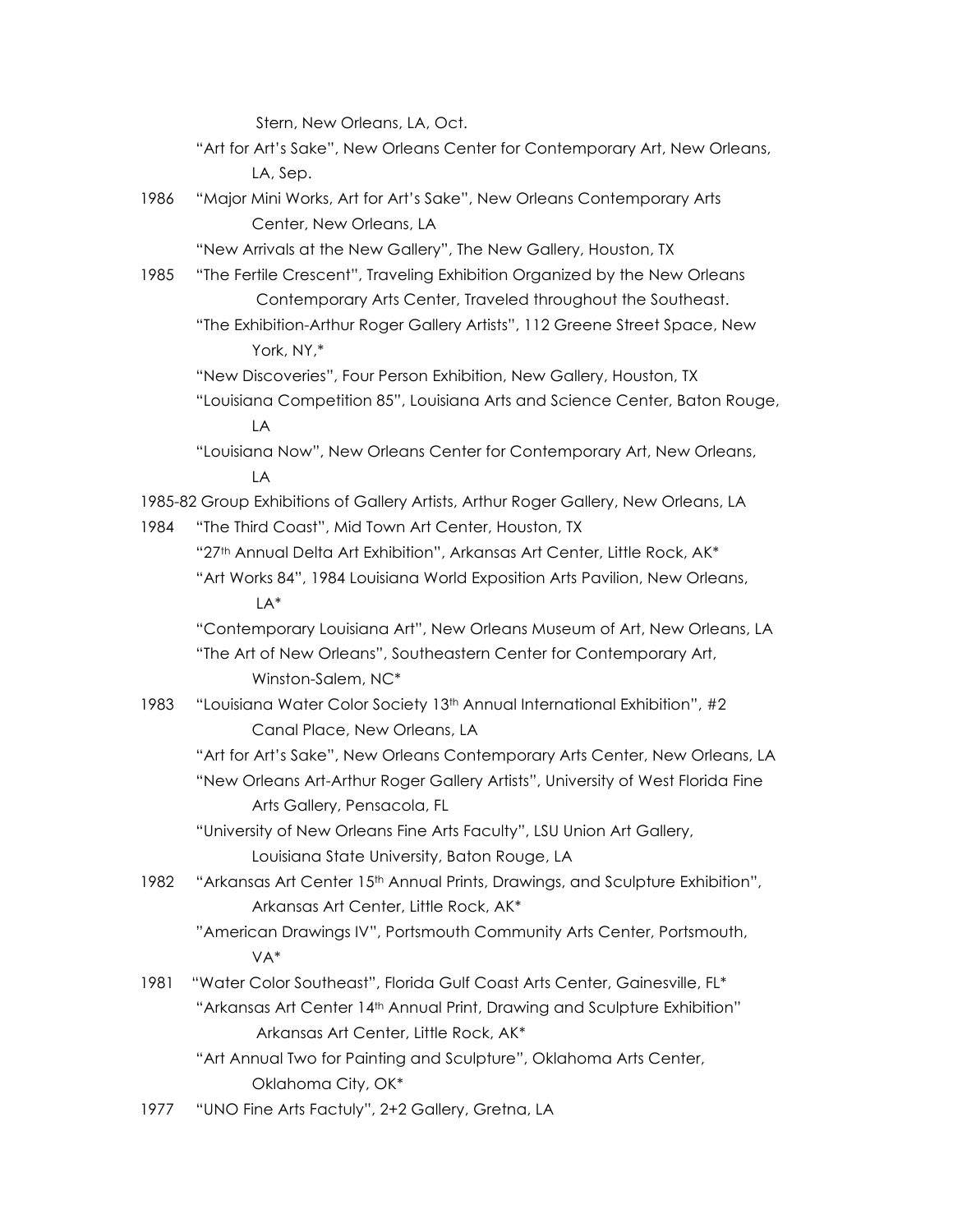Stern, New Orleans, LA, Oct.

"Art for Art's Sake", New Orleans Center for Contemporary Art, New Orleans, LA, Sep.

1986 "Major Mini Works, Art for Art's Sake", New Orleans Contemporary Arts Center, New Orleans, LA

"New Arrivals at the New Gallery", The New Gallery, Houston, TX

1985 "The Fertile Crescent", Traveling Exhibition Organized by the New Orleans Contemporary Arts Center, Traveled throughout the Southeast.

"The Exhibition-Arthur Roger Gallery Artists", 112 Greene Street Space, New York, NY,*

"New Discoveries", Four Person Exhibition, New Gallery, Houston, TX

"Louisiana Competition 85", Louisiana Arts and Science Center, Baton Rouge, LA

"Louisiana Now", New Orleans Center for Contemporary Art, New Orleans, LA

1985-82 Group Exhibitions of Gallery Artists, Arthur Roger Gallery, New Orleans, LA

1984 "The Third Coast", Mid Town Art Center, Houston, TX

"27th Annual Delta Art Exhibition", Arkansas Art Center, Little Rock, AK*

"Art Works 84", 1984 Louisiana World Exposition Arts Pavilion, New Orleans, LA*

"Contemporary Louisiana Art", New Orleans Museum of Art, New Orleans, LA

"The Art of New Orleans", Southeastern Center for Contemporary Art, Winston-Salem, NC*

1983 "Louisiana Water Color Society 13th Annual International Exhibition", #2 Canal Place, New Orleans, LA

"Art for Art's Sake", New Orleans Contemporary Arts Center, New Orleans, LA

"New Orleans Art-Arthur Roger Gallery Artists", University of West Florida Fine Arts Gallery, Pensacola, FL

"University of New Orleans Fine Arts Faculty", LSU Union Art Gallery, Louisiana State University, Baton Rouge, LA

1982 "Arkansas Art Center 15th Annual Prints, Drawings, and Sculpture Exhibition", Arkansas Art Center, Little Rock, AK*

"American Drawings IV", Portsmouth Community Arts Center, Portsmouth, VA*

1981 "Water Color Southeast", Florida Gulf Coast Arts Center, Gainesville, FL*

"Arkansas Art Center 14th Annual Print, Drawing and Sculpture Exhibition" Arkansas Art Center, Little Rock, AK*

"Art Annual Two for Painting and Sculpture", Oklahoma Arts Center, Oklahoma City, OK*

1977 "UNO Fine Arts Factuly", 2+2 Gallery, Gretna, LA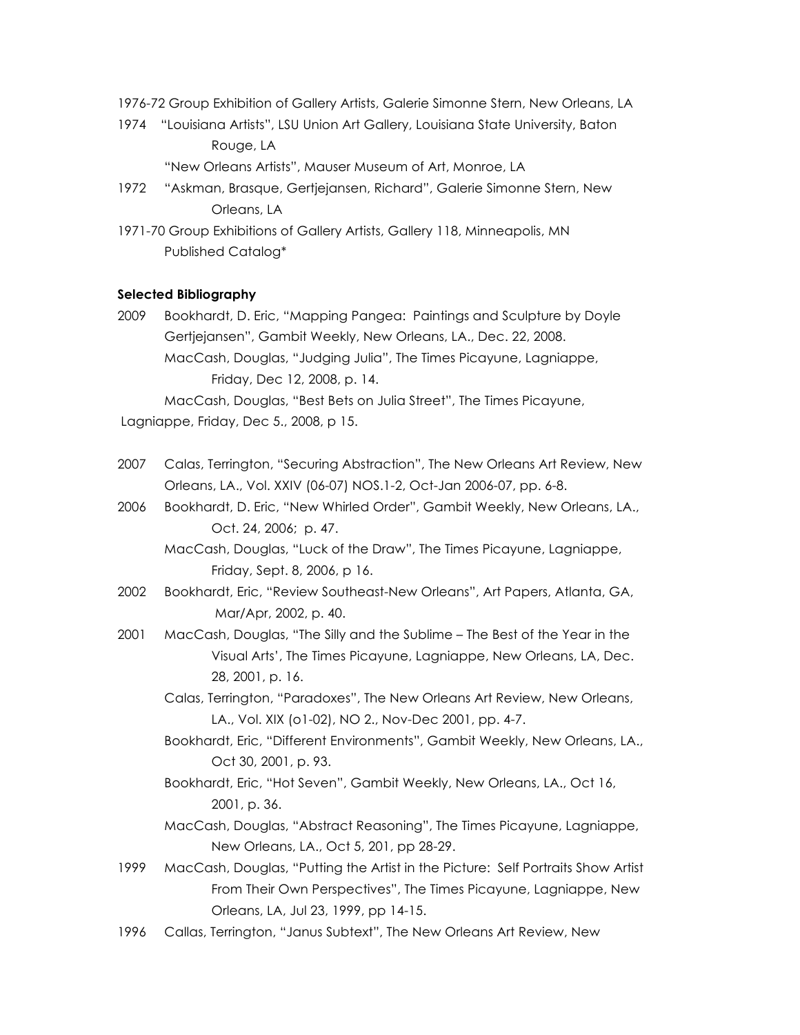1976-72 Group Exhibition of Gallery Artists, Galerie Simonne Stern, New Orleans, LA

1974 "Louisiana Artists", LSU Union Art Gallery, Louisiana State University, Baton Rouge, LA

"New Orleans Artists", Mauser Museum of Art, Monroe, LA

1972 "Askman, Brasque, Gertjejansen, Richard", Galerie Simonne Stern, New Orleans, LA

1971-70 Group Exhibitions of Gallery Artists, Gallery 118, Minneapolis, MN Published Catalog*

**Selected Bibliography**

2009 Bookhardt, D. Eric, "Mapping Pangea: Paintings and Sculpture by Doyle Gertjejansen", Gambit Weekly, New Orleans, LA., Dec. 22, 2008.

MacCash, Douglas, "Judging Julia", The Times Picayune, Lagniappe, Friday, Dec 12, 2008, p. 14.

MacCash, Douglas, "Best Bets on Julia Street", The Times Picayune, Lagniappe, Friday, Dec 5., 2008, p 15.

2007 Calas, Terrington, "Securing Abstraction", The New Orleans Art Review, New Orleans, LA., Vol. XXIV (06-07) NOS.1-2, Oct-Jan 2006-07, pp. 6-8.

2006 Bookhardt, D. Eric, "New Whirled Order", Gambit Weekly, New Orleans, LA., Oct. 24, 2006; p. 47.

MacCash, Douglas, "Luck of the Draw", The Times Picayune, Lagniappe, Friday, Sept. 8, 2006, p 16.

2002 Bookhardt, Eric, "Review Southeast-New Orleans", Art Papers, Atlanta, GA, Mar/Apr, 2002, p. 40.

2001 MacCash, Douglas, "The Silly and the Sublime – The Best of the Year in the Visual Arts', The Times Picayune, Lagniappe, New Orleans, LA, Dec. 28, 2001, p. 16.

Calas, Terrington, "Paradoxes", The New Orleans Art Review, New Orleans, LA., Vol. XIX (o1-02), NO 2., Nov-Dec 2001, pp. 4-7.

Bookhardt, Eric, "Different Environments", Gambit Weekly, New Orleans, LA., Oct 30, 2001, p. 93.

Bookhardt, Eric, "Hot Seven", Gambit Weekly, New Orleans, LA., Oct 16, 2001, p. 36.

MacCash, Douglas, "Abstract Reasoning", The Times Picayune, Lagniappe, New Orleans, LA., Oct 5, 201, pp 28-29.

1999 MacCash, Douglas, "Putting the Artist in the Picture: Self Portraits Show Artist From Their Own Perspectives", The Times Picayune, Lagniappe, New Orleans, LA, Jul 23, 1999, pp 14-15.

1996 Callas, Terrington, "Janus Subtext", The New Orleans Art Review, New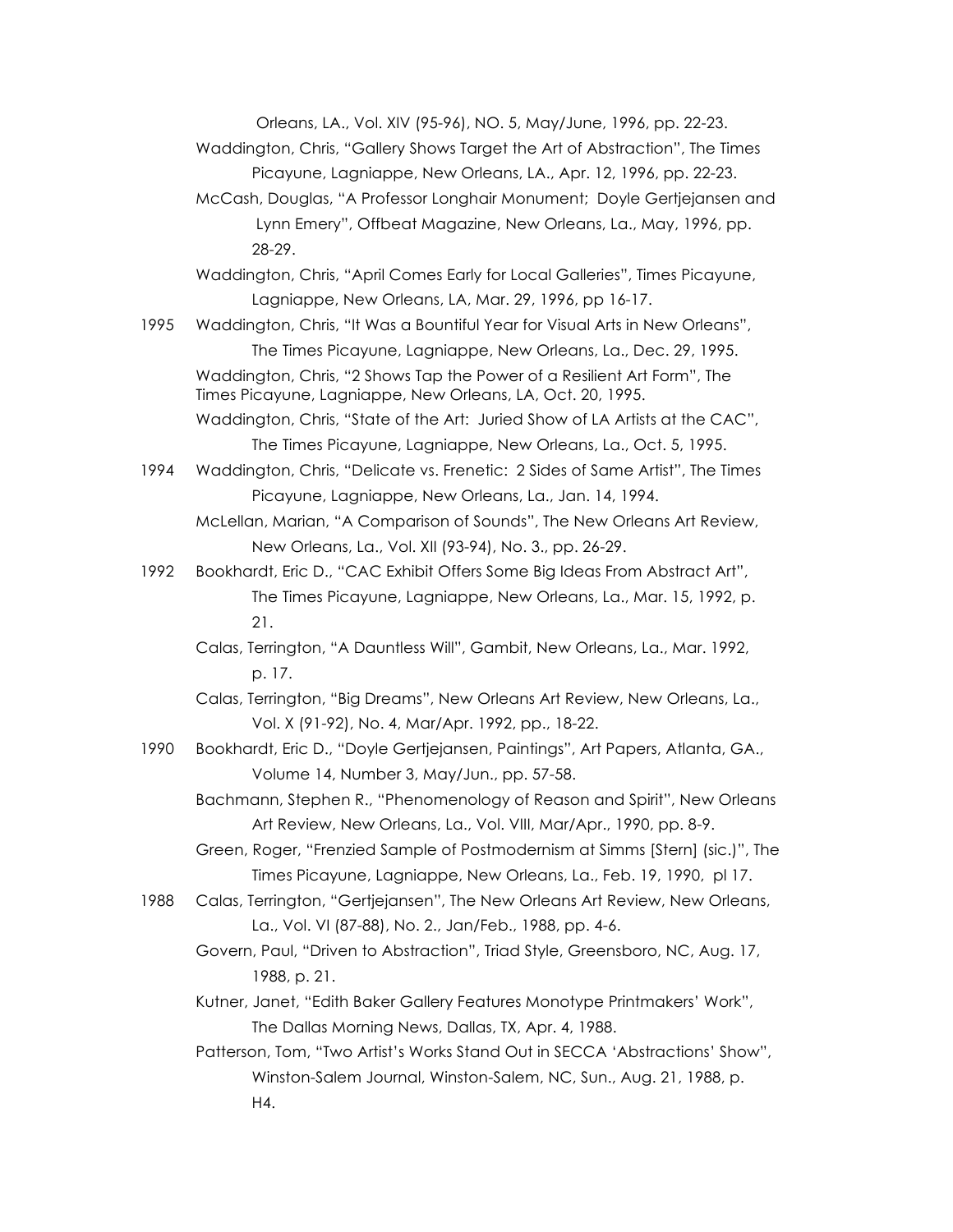Orleans, LA., Vol. XIV (95-96), NO. 5, May/June, 1996, pp. 22-23.

Waddington, Chris, "Gallery Shows Target the Art of Abstraction", The Times Picayune, Lagniappe, New Orleans, LA., Apr. 12, 1996, pp. 22-23.

McCash, Douglas, "A Professor Longhair Monument; Doyle Gertjejansen and Lynn Emery", Offbeat Magazine, New Orleans, La., May, 1996, pp. 28-29.

Waddington, Chris, "April Comes Early for Local Galleries", Times Picayune, Lagniappe, New Orleans, LA, Mar. 29, 1996, pp 16-17.

1995 Waddington, Chris, "It Was a Bountiful Year for Visual Arts in New Orleans", The Times Picayune, Lagniappe, New Orleans, La., Dec. 29, 1995.

Waddington, Chris, "2 Shows Tap the Power of a Resilient Art Form", The Times Picayune, Lagniappe, New Orleans, LA, Oct. 20, 1995.

Waddington, Chris, "State of the Art: Juried Show of LA Artists at the CAC", The Times Picayune, Lagniappe, New Orleans, La., Oct. 5, 1995.

1994 Waddington, Chris, "Delicate vs. Frenetic: 2 Sides of Same Artist", The Times Picayune, Lagniappe, New Orleans, La., Jan. 14, 1994.

McLellan, Marian, "A Comparison of Sounds", The New Orleans Art Review, New Orleans, La., Vol. XII (93-94), No. 3., pp. 26-29.

1992 Bookhardt, Eric D., "CAC Exhibit Offers Some Big Ideas From Abstract Art", The Times Picayune, Lagniappe, New Orleans, La., Mar. 15, 1992, p. 21.

Calas, Terrington, "A Dauntless Will", Gambit, New Orleans, La., Mar. 1992, p. 17.

Calas, Terrington, "Big Dreams", New Orleans Art Review, New Orleans, La., Vol. X (91-92), No. 4, Mar/Apr. 1992, pp., 18-22.

1990 Bookhardt, Eric D., "Doyle Gertjejansen, Paintings", Art Papers, Atlanta, GA., Volume 14, Number 3, May/Jun., pp. 57-58.

Bachmann, Stephen R., "Phenomenology of Reason and Spirit", New Orleans Art Review, New Orleans, La., Vol. VIII, Mar/Apr., 1990, pp. 8-9.

Green, Roger, "Frenzied Sample of Postmodernism at Simms [Stern] (sic.)", The Times Picayune, Lagniappe, New Orleans, La., Feb. 19, 1990, pl 17.

1988 Calas, Terrington, "Gertjejansen", The New Orleans Art Review, New Orleans, La., Vol. VI (87-88), No. 2., Jan/Feb., 1988, pp. 4-6.

Govern, Paul, "Driven to Abstraction", Triad Style, Greensboro, NC, Aug. 17, 1988, p. 21.

Kutner, Janet, "Edith Baker Gallery Features Monotype Printmakers' Work", The Dallas Morning News, Dallas, TX, Apr. 4, 1988.

Patterson, Tom, "Two Artist's Works Stand Out in SECCA 'Abstractions' Show", Winston-Salem Journal, Winston-Salem, NC, Sun., Aug. 21, 1988, p. H4.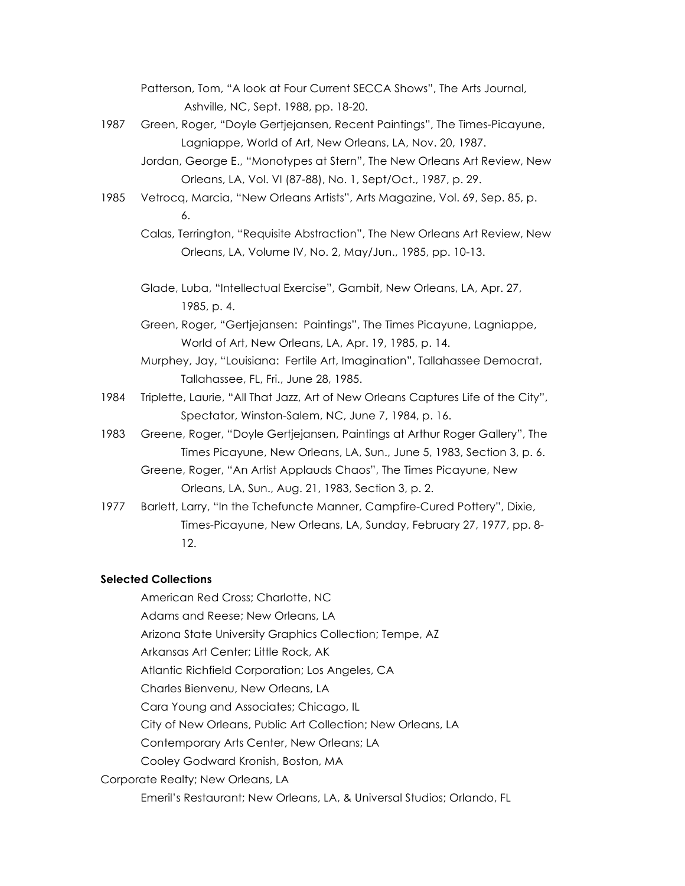Patterson, Tom, "A look at Four Current SECCA Shows", The Arts Journal, Ashville, NC, Sept. 1988, pp. 18-20.

1987 Green, Roger, "Doyle Gertjejansen, Recent Paintings", The Times-Picayune, Lagniappe, World of Art, New Orleans, LA, Nov. 20, 1987.

Jordan, George E., "Monotypes at Stern", The New Orleans Art Review, New Orleans, LA, Vol. VI (87-88), No. 1, Sept/Oct., 1987, p. 29.

1985 Vetrocq, Marcia, "New Orleans Artists", Arts Magazine, Vol. 69, Sep. 85, p. 6.

Calas, Terrington, "Requisite Abstraction", The New Orleans Art Review, New Orleans, LA, Volume IV, No. 2, May/Jun., 1985, pp. 10-13.

Glade, Luba, "Intellectual Exercise", Gambit, New Orleans, LA, Apr. 27, 1985, p. 4.

Green, Roger, "Gertjejansen: Paintings", The Times Picayune, Lagniappe, World of Art, New Orleans, LA, Apr. 19, 1985, p. 14.

Murphey, Jay, "Louisiana: Fertile Art, Imagination", Tallahassee Democrat, Tallahassee, FL, Fri., June 28, 1985.

1984 Triplette, Laurie, "All That Jazz, Art of New Orleans Captures Life of the City", Spectator, Winston-Salem, NC, June 7, 1984, p. 16.

1983 Greene, Roger, "Doyle Gertjejansen, Paintings at Arthur Roger Gallery", The Times Picayune, New Orleans, LA, Sun., June 5, 1983, Section 3, p. 6.

Greene, Roger, "An Artist Applauds Chaos", The Times Picayune, New Orleans, LA, Sun., Aug. 21, 1983, Section 3, p. 2.

1977 Barlett, Larry, "In the Tchefuncte Manner, Campfire-Cured Pottery", Dixie, Times-Picayune, New Orleans, LA, Sunday, February 27, 1977, pp. 8-12.

**Selected Collections**

American Red Cross; Charlotte, NC

Adams and Reese; New Orleans, LA

Arizona State University Graphics Collection; Tempe, AZ

Arkansas Art Center; Little Rock, AK

Atlantic Richfield Corporation; Los Angeles, CA

Charles Bienvenu, New Orleans, LA

Cara Young and Associates; Chicago, IL

City of New Orleans, Public Art Collection; New Orleans, LA

Contemporary Arts Center, New Orleans; LA

Cooley Godward Kronish, Boston, MA

Corporate Realty; New Orleans, LA

Emeril's Restaurant; New Orleans, LA, & Universal Studios; Orlando, FL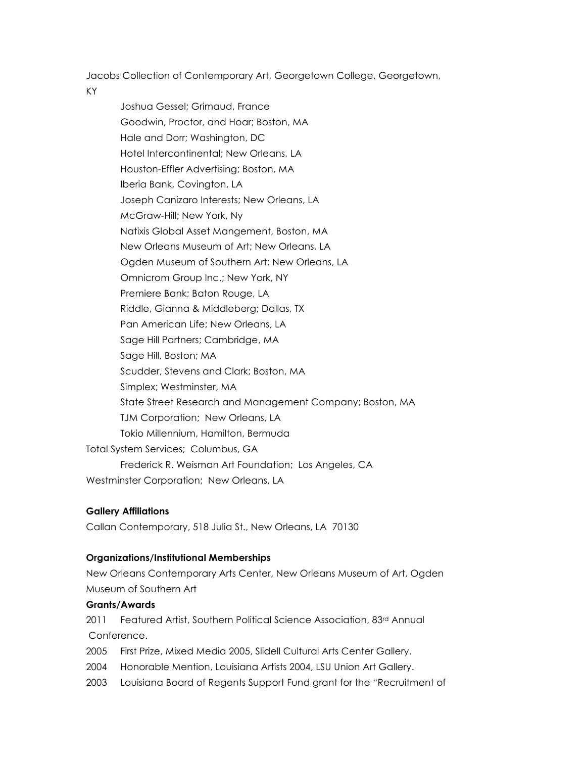Jacobs Collection of Contemporary Art, Georgetown College, Georgetown, KY

Joshua Gessel; Grimaud, France

Goodwin, Proctor, and Hoar; Boston, MA

Hale and Dorr; Washington, DC

Hotel Intercontinental; New Orleans, LA

Houston-Effler Advertising; Boston, MA

Iberia Bank, Covington, LA

Joseph Canizaro Interests; New Orleans, LA

McGraw-Hill; New York, Ny

Natixis Global Asset Mangement, Boston, MA

New Orleans Museum of Art; New Orleans, LA

Ogden Museum of Southern Art; New Orleans, LA

Omnicrom Group Inc.; New York, NY

Premiere Bank; Baton Rouge, LA

Riddle, Gianna & Middleberg; Dallas, TX

Pan American Life; New Orleans, LA

Sage Hill Partners; Cambridge, MA

Sage Hill, Boston; MA

Scudder, Stevens and Clark; Boston, MA

Simplex; Westminster, MA

State Street Research and Management Company; Boston, MA

TJM Corporation; New Orleans, LA

Tokio Millennium, Hamilton, Bermuda

Total System Services; Columbus, GA

Frederick R. Weisman Art Foundation; Los Angeles, CA

Westminster Corporation; New Orleans, LA

**Gallery Affiliations**

Callan Contemporary, 518 Julia St., New Orleans, LA 70130

**Organizations/Institutional Memberships**

New Orleans Contemporary Arts Center, New Orleans Museum of Art, Ogden Museum of Southern Art

**Grants/Awards**

2011 Featured Artist, Southern Political Science Association, 83rd Annual Conference.

2005 First Prize, Mixed Media 2005, Slidell Cultural Arts Center Gallery.

2004 Honorable Mention, Louisiana Artists 2004, LSU Union Art Gallery.

2003 Louisiana Board of Regents Support Fund grant for the "Recruitment of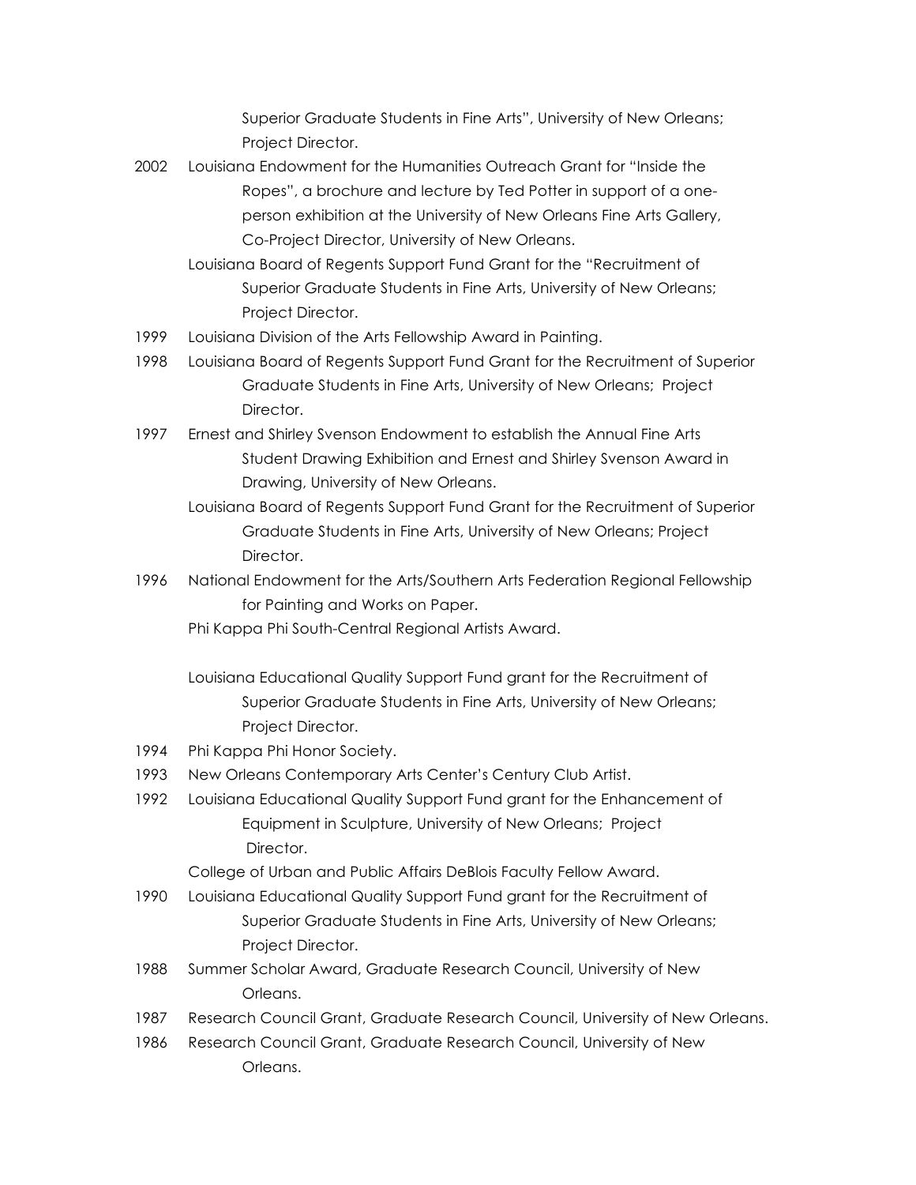Superior Graduate Students in Fine Arts", University of New Orleans; Project Director.

2002 Louisiana Endowment for the Humanities Outreach Grant for "Inside the Ropes", a brochure and lecture by Ted Potter in support of a one-person exhibition at the University of New Orleans Fine Arts Gallery, Co-Project Director, University of New Orleans.

Louisiana Board of Regents Support Fund Grant for the "Recruitment of Superior Graduate Students in Fine Arts, University of New Orleans; Project Director.

1999 Louisiana Division of the Arts Fellowship Award in Painting.

1998 Louisiana Board of Regents Support Fund Grant for the Recruitment of Superior Graduate Students in Fine Arts, University of New Orleans; Project Director.

1997 Ernest and Shirley Svenson Endowment to establish the Annual Fine Arts Student Drawing Exhibition and Ernest and Shirley Svenson Award in Drawing, University of New Orleans.

Louisiana Board of Regents Support Fund Grant for the Recruitment of Superior Graduate Students in Fine Arts, University of New Orleans; Project Director.

1996 National Endowment for the Arts/Southern Arts Federation Regional Fellowship for Painting and Works on Paper.

Phi Kappa Phi South-Central Regional Artists Award.

Louisiana Educational Quality Support Fund grant for the Recruitment of Superior Graduate Students in Fine Arts, University of New Orleans; Project Director.

1994 Phi Kappa Phi Honor Society.

1993 New Orleans Contemporary Arts Center's Century Club Artist.

1992 Louisiana Educational Quality Support Fund grant for the Enhancement of Equipment in Sculpture, University of New Orleans; Project Director.

College of Urban and Public Affairs DeBlois Faculty Fellow Award.

1990 Louisiana Educational Quality Support Fund grant for the Recruitment of Superior Graduate Students in Fine Arts, University of New Orleans; Project Director.

1988 Summer Scholar Award, Graduate Research Council, University of New Orleans.

1987 Research Council Grant, Graduate Research Council, University of New Orleans.

1986 Research Council Grant, Graduate Research Council, University of New Orleans.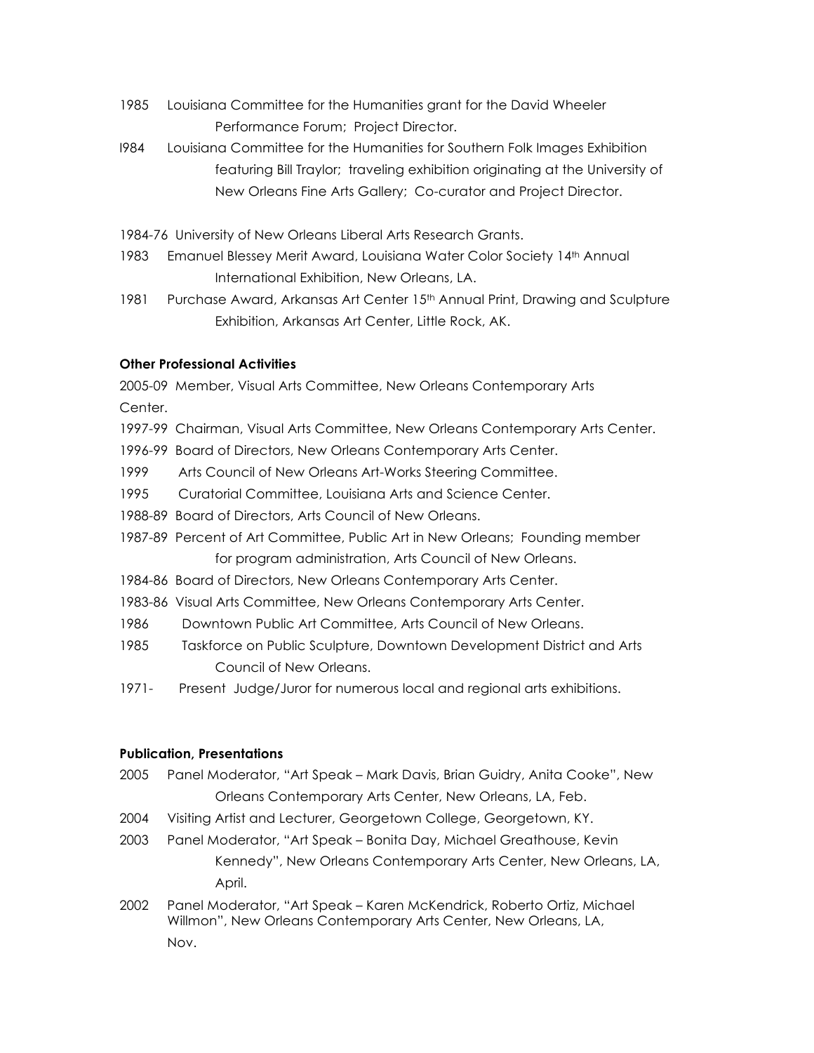1985 Louisiana Committee for the Humanities grant for the David Wheeler Performance Forum; Project Director.

l984 Louisiana Committee for the Humanities for Southern Folk Images Exhibition featuring Bill Traylor; traveling exhibition originating at the University of New Orleans Fine Arts Gallery; Co-curator and Project Director.

1984-76 University of New Orleans Liberal Arts Research Grants.

1983 Emanuel Blessey Merit Award, Louisiana Water Color Society 14th Annual International Exhibition, New Orleans, LA.

1981 Purchase Award, Arkansas Art Center 15th Annual Print, Drawing and Sculpture Exhibition, Arkansas Art Center, Little Rock, AK.

**Other Professional Activities**

2005-09 Member, Visual Arts Committee, New Orleans Contemporary Arts Center.

1997-99 Chairman, Visual Arts Committee, New Orleans Contemporary Arts Center.

1996-99 Board of Directors, New Orleans Contemporary Arts Center.

1999 Arts Council of New Orleans Art-Works Steering Committee.

1995 Curatorial Committee, Louisiana Arts and Science Center.

1988-89 Board of Directors, Arts Council of New Orleans.

1987-89 Percent of Art Committee, Public Art in New Orleans; Founding member for program administration, Arts Council of New Orleans.

1984-86 Board of Directors, New Orleans Contemporary Arts Center.

1983-86 Visual Arts Committee, New Orleans Contemporary Arts Center.

1986 Downtown Public Art Committee, Arts Council of New Orleans.

1985 Taskforce on Public Sculpture, Downtown Development District and Arts Council of New Orleans.

1971- Present Judge/Juror for numerous local and regional arts exhibitions.

**Publication, Presentations**

2005 Panel Moderator, "Art Speak – Mark Davis, Brian Guidry, Anita Cooke", New Orleans Contemporary Arts Center, New Orleans, LA, Feb.

2004 Visiting Artist and Lecturer, Georgetown College, Georgetown, KY.

2003 Panel Moderator, "Art Speak – Bonita Day, Michael Greathouse, Kevin Kennedy", New Orleans Contemporary Arts Center, New Orleans, LA, April.

2002 Panel Moderator, "Art Speak – Karen McKendrick, Roberto Ortiz, Michael Willmon", New Orleans Contemporary Arts Center, New Orleans, LA, Nov.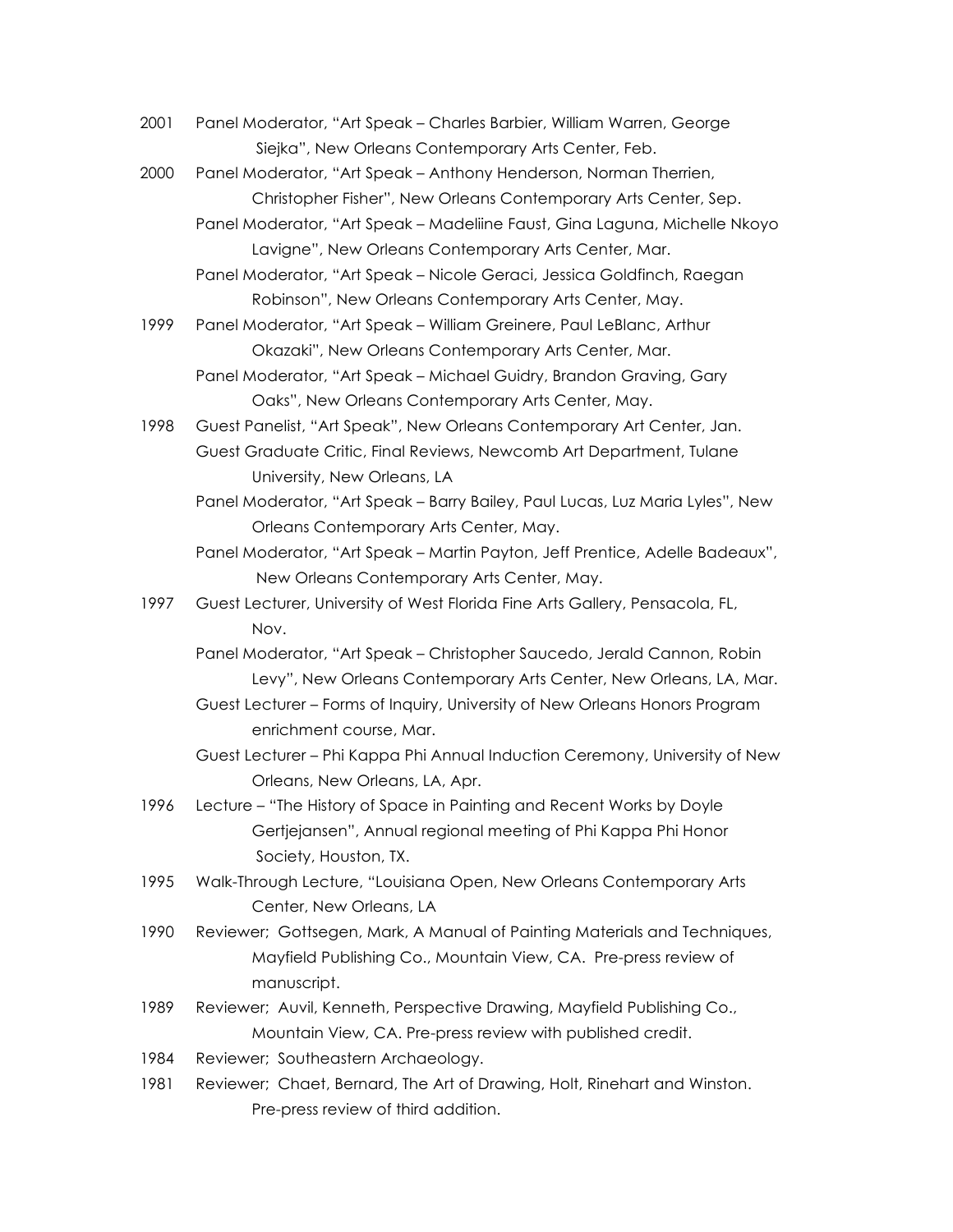2001 Panel Moderator, "Art Speak – Charles Barbier, William Warren, George Siejka", New Orleans Contemporary Arts Center, Feb.

2000 Panel Moderator, "Art Speak – Anthony Henderson, Norman Therrien, Christopher Fisher", New Orleans Contemporary Arts Center, Sep.

Panel Moderator, "Art Speak – Madeliine Faust, Gina Laguna, Michelle Nkoyo Lavigne", New Orleans Contemporary Arts Center, Mar.

Panel Moderator, "Art Speak – Nicole Geraci, Jessica Goldfinch, Raegan Robinson", New Orleans Contemporary Arts Center, May.

1999 Panel Moderator, "Art Speak – William Greinere, Paul LeBlanc, Arthur Okazaki", New Orleans Contemporary Arts Center, Mar.

Panel Moderator, "Art Speak – Michael Guidry, Brandon Graving, Gary Oaks", New Orleans Contemporary Arts Center, May.

1998 Guest Panelist, "Art Speak", New Orleans Contemporary Art Center, Jan.

Guest Graduate Critic, Final Reviews, Newcomb Art Department, Tulane University, New Orleans, LA

Panel Moderator, "Art Speak – Barry Bailey, Paul Lucas, Luz Maria Lyles", New Orleans Contemporary Arts Center, May.

Panel Moderator, "Art Speak – Martin Payton, Jeff Prentice, Adelle Badeaux", New Orleans Contemporary Arts Center, May.

1997 Guest Lecturer, University of West Florida Fine Arts Gallery, Pensacola, FL, Nov.

Panel Moderator, "Art Speak – Christopher Saucedo, Jerald Cannon, Robin Levy", New Orleans Contemporary Arts Center, New Orleans, LA, Mar.

Guest Lecturer – Forms of Inquiry, University of New Orleans Honors Program enrichment course, Mar.

Guest Lecturer – Phi Kappa Phi Annual Induction Ceremony, University of New Orleans, New Orleans, LA, Apr.

1996 Lecture – "The History of Space in Painting and Recent Works by Doyle Gertjejansen", Annual regional meeting of Phi Kappa Phi Honor Society, Houston, TX.

1995 Walk-Through Lecture, "Louisiana Open, New Orleans Contemporary Arts Center, New Orleans, LA

1990 Reviewer; Gottsegen, Mark, A Manual of Painting Materials and Techniques, Mayfield Publishing Co., Mountain View, CA. Pre-press review of manuscript.

1989 Reviewer; Auvil, Kenneth, Perspective Drawing, Mayfield Publishing Co., Mountain View, CA. Pre-press review with published credit.

1984 Reviewer; Southeastern Archaeology.

1981 Reviewer; Chaet, Bernard, The Art of Drawing, Holt, Rinehart and Winston. Pre-press review of third addition.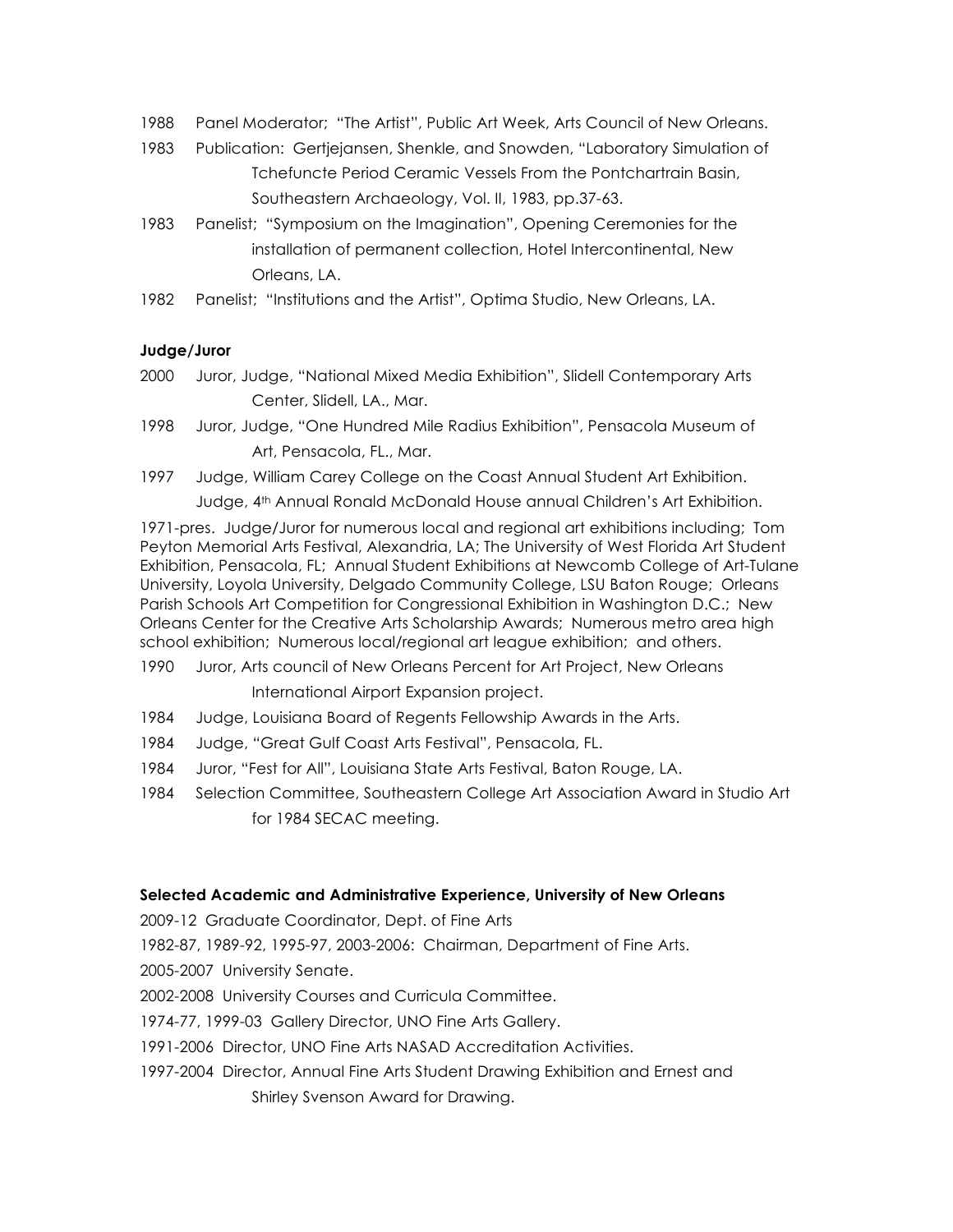1988 Panel Moderator; "The Artist", Public Art Week, Arts Council of New Orleans.

1983 Publication: Gertjejansen, Shenkle, and Snowden, "Laboratory Simulation of Tchefuncte Period Ceramic Vessels From the Pontchartrain Basin, Southeastern Archaeology, Vol. II, 1983, pp.37-63.

1983 Panelist; "Symposium on the Imagination", Opening Ceremonies for the installation of permanent collection, Hotel Intercontinental, New Orleans, LA.

1982 Panelist; "Institutions and the Artist", Optima Studio, New Orleans, LA.

**Judge/Juror**

2000 Juror, Judge, "National Mixed Media Exhibition", Slidell Contemporary Arts Center, Slidell, LA., Mar.

1998 Juror, Judge, "One Hundred Mile Radius Exhibition", Pensacola Museum of Art, Pensacola, FL., Mar.

1997 Judge, William Carey College on the Coast Annual Student Art Exhibition.
Judge, 4th Annual Ronald McDonald House annual Children's Art Exhibition.

1971-pres. Judge/Juror for numerous local and regional art exhibitions including; Tom Peyton Memorial Arts Festival, Alexandria, LA; The University of West Florida Art Student Exhibition, Pensacola, FL; Annual Student Exhibitions at Newcomb College of Art-Tulane University, Loyola University, Delgado Community College, LSU Baton Rouge; Orleans Parish Schools Art Competition for Congressional Exhibition in Washington D.C.; New Orleans Center for the Creative Arts Scholarship Awards; Numerous metro area high school exhibition; Numerous local/regional art league exhibition; and others.

1990 Juror, Arts council of New Orleans Percent for Art Project, New Orleans International Airport Expansion project.

1984 Judge, Louisiana Board of Regents Fellowship Awards in the Arts.

1984 Judge, "Great Gulf Coast Arts Festival", Pensacola, FL.

1984 Juror, "Fest for All", Louisiana State Arts Festival, Baton Rouge, LA.

1984 Selection Committee, Southeastern College Art Association Award in Studio Art for 1984 SECAC meeting.

**Selected Academic and Administrative Experience, University of New Orleans**

2009-12 Graduate Coordinator, Dept. of Fine Arts

1982-87, 1989-92, 1995-97, 2003-2006: Chairman, Department of Fine Arts.

2005-2007 University Senate.

2002-2008 University Courses and Curricula Committee.

1974-77, 1999-03 Gallery Director, UNO Fine Arts Gallery.

1991-2006 Director, UNO Fine Arts NASAD Accreditation Activities.

1997-2004 Director, Annual Fine Arts Student Drawing Exhibition and Ernest and Shirley Svenson Award for Drawing.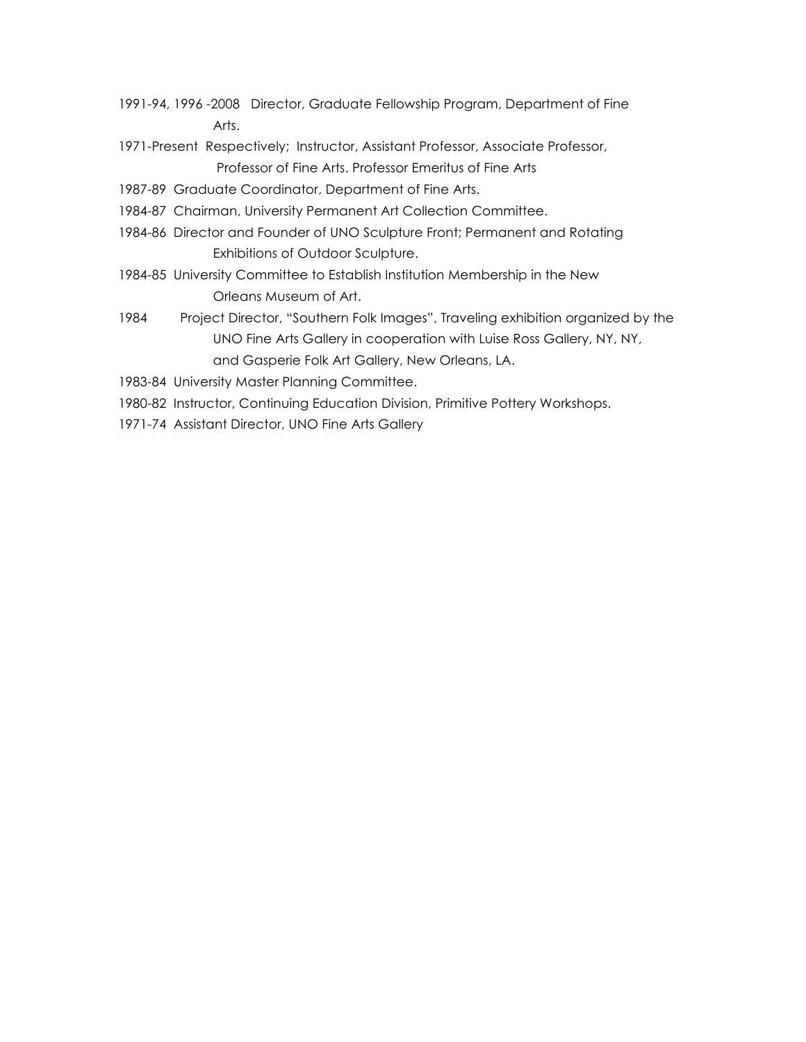1991-94, 1996 -2008 Director, Graduate Fellowship Program, Department of Fine Arts.

1971-Present Respectively; Instructor, Assistant Professor, Associate Professor, Professor of Fine Arts. Professor Emeritus of Fine Arts

1987-89 Graduate Coordinator, Department of Fine Arts.

1984-87 Chairman, University Permanent Art Collection Committee.

1984-86 Director and Founder of UNO Sculpture Front; Permanent and Rotating Exhibitions of Outdoor Sculpture.

1984-85 University Committee to Establish Institution Membership in the New Orleans Museum of Art.

1984 Project Director, "Southern Folk Images", Traveling exhibition organized by the UNO Fine Arts Gallery in cooperation with Luise Ross Gallery, NY, NY, and Gasperie Folk Art Gallery, New Orleans, LA.

1983-84 University Master Planning Committee.

1980-82 Instructor, Continuing Education Division, Primitive Pottery Workshops.

1971-74 Assistant Director, UNO Fine Arts Gallery